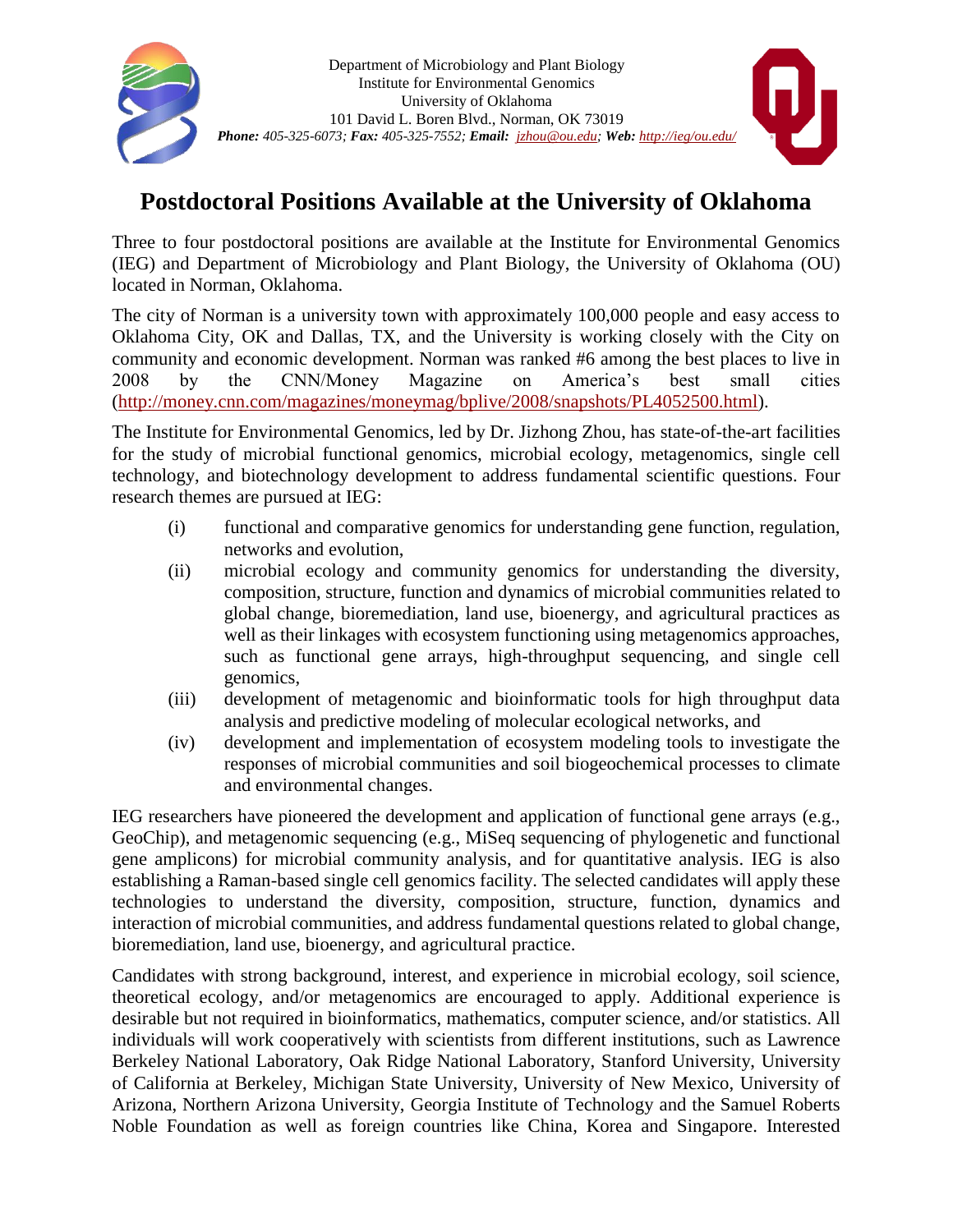Department of Microbiology and Plant Biology
Institute for Environmental Genomics
University of Oklahoma
101 David L. Boren Blvd., Norman, OK 73019
***Phone:*** *405-325-6073;* ***Fax:*** *405-325-7552;* ***Email:*** *jzhou@ou.edu;* ***Web:*** *http://ieg/ou.edu/*

# Postdoctoral Positions Available at the University of Oklahoma

Three to four postdoctoral positions are available at the Institute for Environmental Genomics (IEG) and Department of Microbiology and Plant Biology, the University of Oklahoma (OU) located in Norman, Oklahoma.

The city of Norman is a university town with approximately 100,000 people and easy access to Oklahoma City, OK and Dallas, TX, and the University is working closely with the City on community and economic development. Norman was ranked #6 among the best places to live in 2008 by the CNN/Money Magazine on America's best small cities (http://money.cnn.com/magazines/moneymag/bplive/2008/snapshots/PL4052500.html).

The Institute for Environmental Genomics, led by Dr. Jizhong Zhou, has state-of-the-art facilities for the study of microbial functional genomics, microbial ecology, metagenomics, single cell technology, and biotechnology development to address fundamental scientific questions. Four research themes are pursued at IEG:

(i) functional and comparative genomics for understanding gene function, regulation, networks and evolution,

(ii) microbial ecology and community genomics for understanding the diversity, composition, structure, function and dynamics of microbial communities related to global change, bioremediation, land use, bioenergy, and agricultural practices as well as their linkages with ecosystem functioning using metagenomics approaches, such as functional gene arrays, high-throughput sequencing, and single cell genomics,

(iii) development of metagenomic and bioinformatic tools for high throughput data analysis and predictive modeling of molecular ecological networks, and

(iv) development and implementation of ecosystem modeling tools to investigate the responses of microbial communities and soil biogeochemical processes to climate and environmental changes.

IEG researchers have pioneered the development and application of functional gene arrays (e.g., GeoChip), and metagenomic sequencing (e.g., MiSeq sequencing of phylogenetic and functional gene amplicons) for microbial community analysis, and for quantitative analysis. IEG is also establishing a Raman-based single cell genomics facility. The selected candidates will apply these technologies to understand the diversity, composition, structure, function, dynamics and interaction of microbial communities, and address fundamental questions related to global change, bioremediation, land use, bioenergy, and agricultural practice.

Candidates with strong background, interest, and experience in microbial ecology, soil science, theoretical ecology, and/or metagenomics are encouraged to apply. Additional experience is desirable but not required in bioinformatics, mathematics, computer science, and/or statistics. All individuals will work cooperatively with scientists from different institutions, such as Lawrence Berkeley National Laboratory, Oak Ridge National Laboratory, Stanford University, University of California at Berkeley, Michigan State University, University of New Mexico, University of Arizona, Northern Arizona University, Georgia Institute of Technology and the Samuel Roberts Noble Foundation as well as foreign countries like China, Korea and Singapore. Interested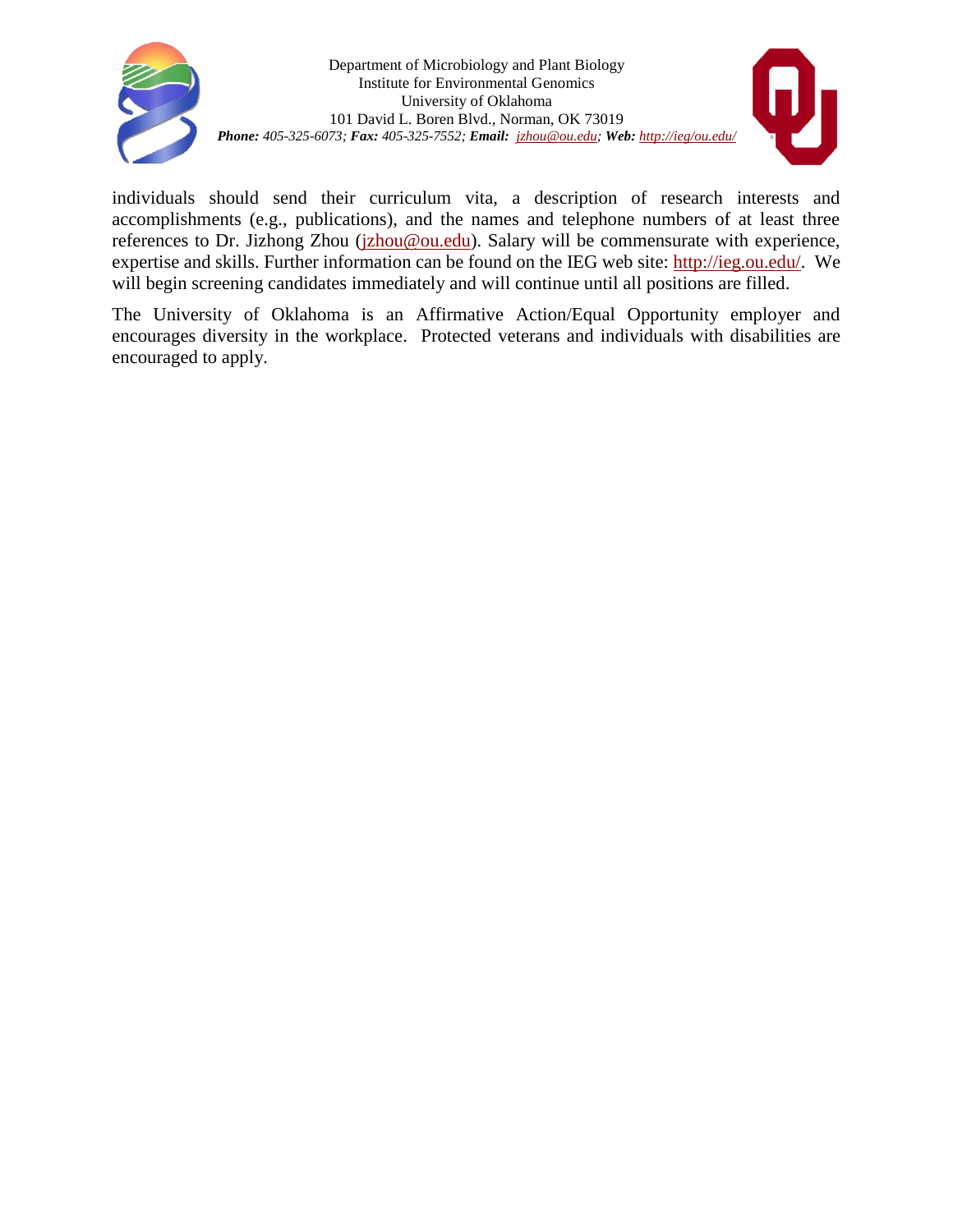individuals should send their curriculum vita, a description of research interests and accomplishments (e.g., publications), and the names and telephone numbers of at least three references to Dr. Jizhong Zhou (jzhou@ou.edu). Salary will be commensurate with experience, expertise and skills. Further information can be found on the IEG web site: http://ieg.ou.edu/. We will begin screening candidates immediately and will continue until all positions are filled.

The University of Oklahoma is an Affirmative Action/Equal Opportunity employer and encourages diversity in the workplace. Protected veterans and individuals with disabilities are encouraged to apply.